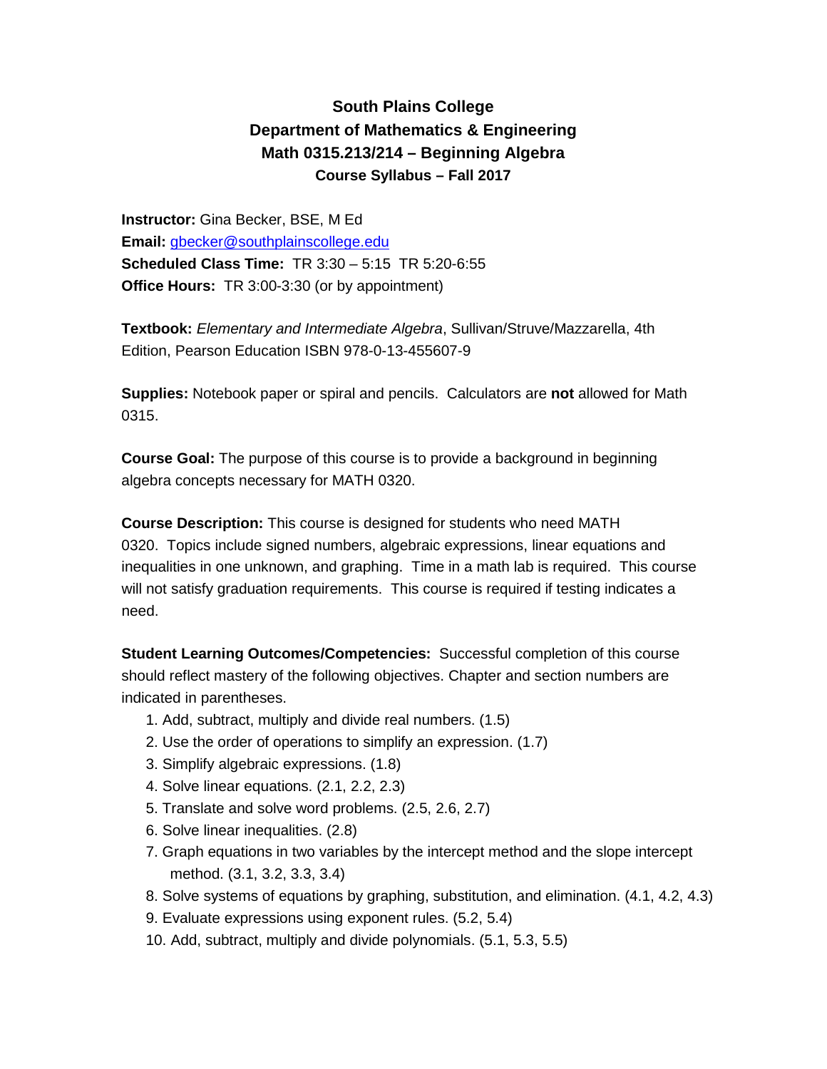# South Plains College
## Department of Mathematics & Engineering
## Math 0315.213/214 – Beginning Algebra
### Course Syllabus – Fall 2017

**Instructor:** Gina Becker, BSE, M Ed
**Email:** gbecker@southplainscollege.edu
**Scheduled Class Time:** TR 3:30 – 5:15 TR 5:20-6:55
**Office Hours:** TR 3:00-3:30 (or by appointment)

**Textbook:** *Elementary and Intermediate Algebra*, Sullivan/Struve/Mazzarella, 4th Edition, Pearson Education ISBN 978-0-13-455607-9

**Supplies:** Notebook paper or spiral and pencils. Calculators are **not** allowed for Math 0315.

**Course Goal:** The purpose of this course is to provide a background in beginning algebra concepts necessary for MATH 0320.

**Course Description:** This course is designed for students who need MATH 0320. Topics include signed numbers, algebraic expressions, linear equations and inequalities in one unknown, and graphing. Time in a math lab is required. This course will not satisfy graduation requirements. This course is required if testing indicates a need.

**Student Learning Outcomes/Competencies:** Successful completion of this course should reflect mastery of the following objectives. Chapter and section numbers are indicated in parentheses.

1. Add, subtract, multiply and divide real numbers. (1.5)
2. Use the order of operations to simplify an expression. (1.7)
3. Simplify algebraic expressions. (1.8)
4. Solve linear equations. (2.1, 2.2, 2.3)
5. Translate and solve word problems. (2.5, 2.6, 2.7)
6. Solve linear inequalities. (2.8)
7. Graph equations in two variables by the intercept method and the slope intercept method. (3.1, 3.2, 3.3, 3.4)
8. Solve systems of equations by graphing, substitution, and elimination. (4.1, 4.2, 4.3)
9. Evaluate expressions using exponent rules. (5.2, 5.4)
10. Add, subtract, multiply and divide polynomials. (5.1, 5.3, 5.5)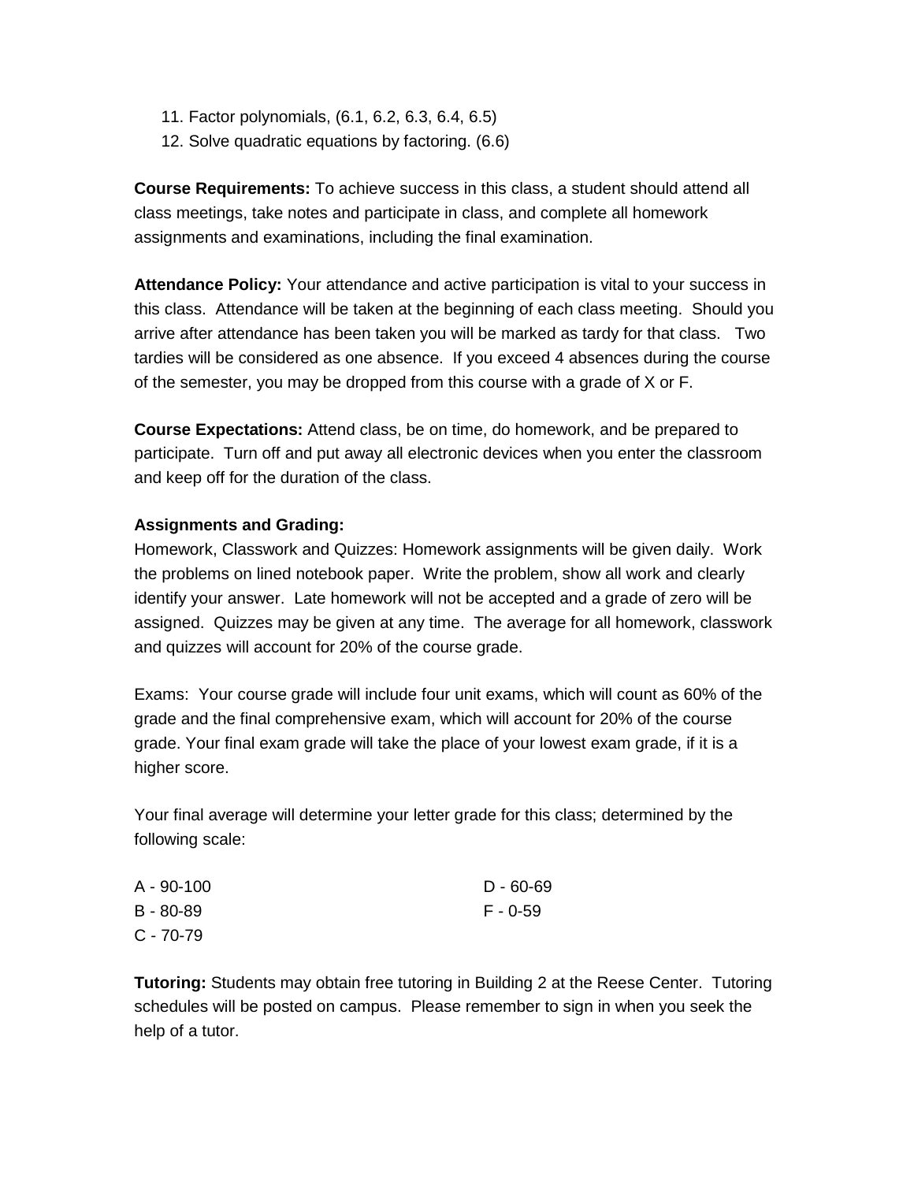11. Factor polynomials, (6.1, 6.2, 6.3, 6.4, 6.5)
12. Solve quadratic equations by factoring. (6.6)

**Course Requirements:** To achieve success in this class, a student should attend all class meetings, take notes and participate in class, and complete all homework assignments and examinations, including the final examination.

**Attendance Policy:** Your attendance and active participation is vital to your success in this class. Attendance will be taken at the beginning of each class meeting. Should you arrive after attendance has been taken you will be marked as tardy for that class. Two tardies will be considered as one absence. If you exceed 4 absences during the course of the semester, you may be dropped from this course with a grade of X or F.

**Course Expectations:** Attend class, be on time, do homework, and be prepared to participate. Turn off and put away all electronic devices when you enter the classroom and keep off for the duration of the class.

**Assignments and Grading:**

Homework, Classwork and Quizzes: Homework assignments will be given daily. Work the problems on lined notebook paper. Write the problem, show all work and clearly identify your answer. Late homework will not be accepted and a grade of zero will be assigned. Quizzes may be given at any time. The average for all homework, classwork and quizzes will account for 20% of the course grade.

Exams: Your course grade will include four unit exams, which will count as 60% of the grade and the final comprehensive exam, which will account for 20% of the course grade. Your final exam grade will take the place of your lowest exam grade, if it is a higher score.

Your final average will determine your letter grade for this class; determined by the following scale:

A - 90-100
B - 80-89
C - 70-79
D - 60-69
F - 0-59

**Tutoring:** Students may obtain free tutoring in Building 2 at the Reese Center. Tutoring schedules will be posted on campus. Please remember to sign in when you seek the help of a tutor.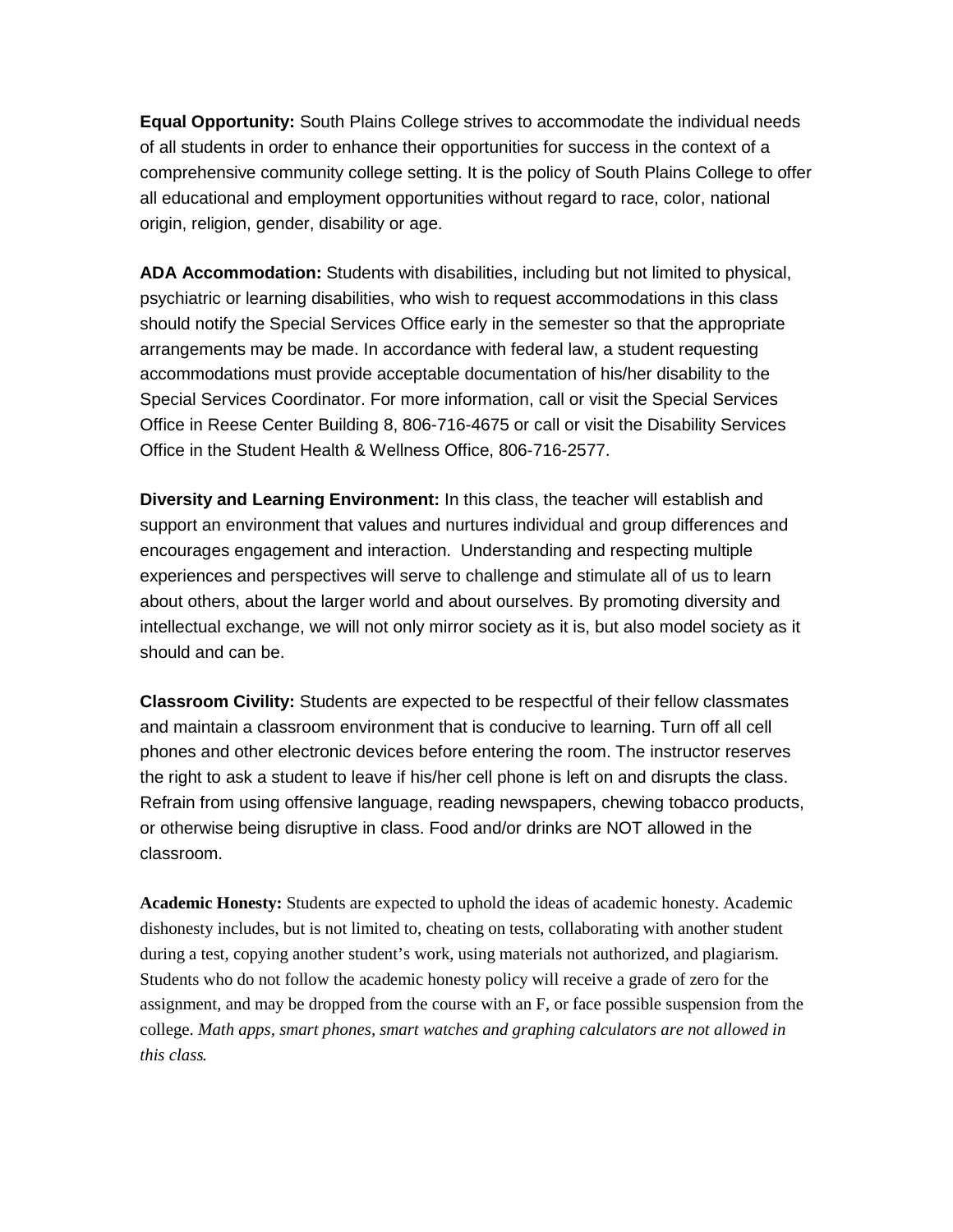**Equal Opportunity:** South Plains College strives to accommodate the individual needs of all students in order to enhance their opportunities for success in the context of a comprehensive community college setting. It is the policy of South Plains College to offer all educational and employment opportunities without regard to race, color, national origin, religion, gender, disability or age.

**ADA Accommodation:** Students with disabilities, including but not limited to physical, psychiatric or learning disabilities, who wish to request accommodations in this class should notify the Special Services Office early in the semester so that the appropriate arrangements may be made. In accordance with federal law, a student requesting accommodations must provide acceptable documentation of his/her disability to the Special Services Coordinator. For more information, call or visit the Special Services Office in Reese Center Building 8, 806-716-4675 or call or visit the Disability Services Office in the Student Health & Wellness Office, 806-716-2577.

**Diversity and Learning Environment:** In this class, the teacher will establish and support an environment that values and nurtures individual and group differences and encourages engagement and interaction. Understanding and respecting multiple experiences and perspectives will serve to challenge and stimulate all of us to learn about others, about the larger world and about ourselves. By promoting diversity and intellectual exchange, we will not only mirror society as it is, but also model society as it should and can be.

**Classroom Civility:** Students are expected to be respectful of their fellow classmates and maintain a classroom environment that is conducive to learning. Turn off all cell phones and other electronic devices before entering the room. The instructor reserves the right to ask a student to leave if his/her cell phone is left on and disrupts the class. Refrain from using offensive language, reading newspapers, chewing tobacco products, or otherwise being disruptive in class. Food and/or drinks are NOT allowed in the classroom.

**Academic Honesty:** Students are expected to uphold the ideas of academic honesty. Academic dishonesty includes, but is not limited to, cheating on tests, collaborating with another student during a test, copying another student's work, using materials not authorized, and plagiarism. Students who do not follow the academic honesty policy will receive a grade of zero for the assignment, and may be dropped from the course with an F, or face possible suspension from the college. *Math apps, smart phones, smart watches and graphing calculators are not allowed in this class.*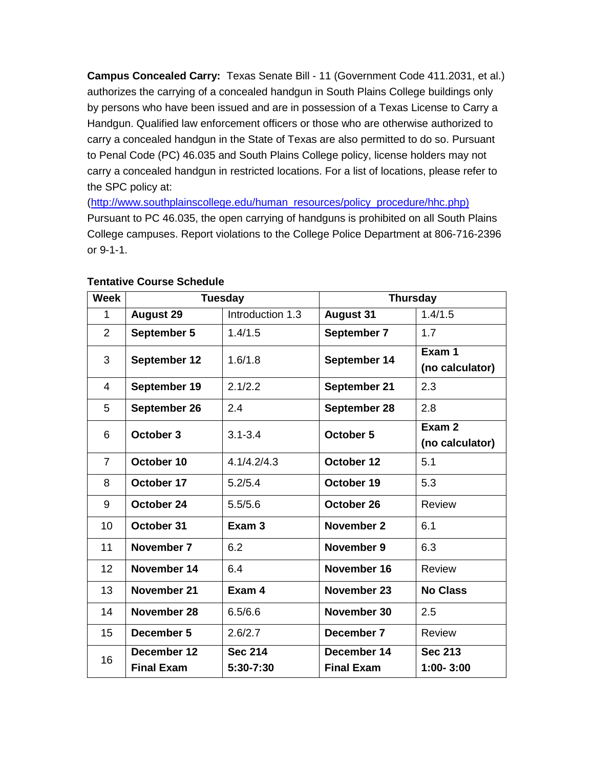**Campus Concealed Carry:** Texas Senate Bill - 11 (Government Code 411.2031, et al.) authorizes the carrying of a concealed handgun in South Plains College buildings only by persons who have been issued and are in possession of a Texas License to Carry a Handgun. Qualified law enforcement officers or those who are otherwise authorized to carry a concealed handgun in the State of Texas are also permitted to do so. Pursuant to Penal Code (PC) 46.035 and South Plains College policy, license holders may not carry a concealed handgun in restricted locations. For a list of locations, please refer to the SPC policy at: (http://www.southplainscollege.edu/human_resources/policy_procedure/hhc.php) Pursuant to PC 46.035, the open carrying of handguns is prohibited on all South Plains College campuses. Report violations to the College Police Department at 806-716-2396 or 9-1-1.

**Tentative Course Schedule**

| Week | Tuesday | | Thursday | |
|---|---|---|---|---|
| 1 | **August 29** | Introduction 1.3 | **August 31** | 1.4/1.5 |
| 2 | **September 5** | 1.4/1.5 | **September 7** | 1.7 |
| 3 | **September 12** | 1.6/1.8 | **September 14** | **Exam 1 (no calculator)** |
| 4 | **September 19** | 2.1/2.2 | **September 21** | 2.3 |
| 5 | **September 26** | 2.4 | **September 28** | 2.8 |
| 6 | **October 3** | 3.1-3.4 | **October 5** | **Exam 2 (no calculator)** |
| 7 | **October 10** | 4.1/4.2/4.3 | **October 12** | 5.1 |
| 8 | **October 17** | 5.2/5.4 | **October 19** | 5.3 |
| 9 | **October 24** | 5.5/5.6 | **October 26** | Review |
| 10 | **October 31** | **Exam 3** | **November 2** | 6.1 |
| 11 | **November 7** | 6.2 | **November 9** | 6.3 |
| 12 | **November 14** | 6.4 | **November 16** | Review |
| 13 | **November 21** | **Exam 4** | **November 23** | **No Class** |
| 14 | **November 28** | 6.5/6.6 | **November 30** | 2.5 |
| 15 | **December 5** | 2.6/2.7 | **December 7** | Review |
| 16 | **December 12 Final Exam** | **Sec 214 5:30-7:30** | **December 14 Final Exam** | **Sec 213 1:00- 3:00** |